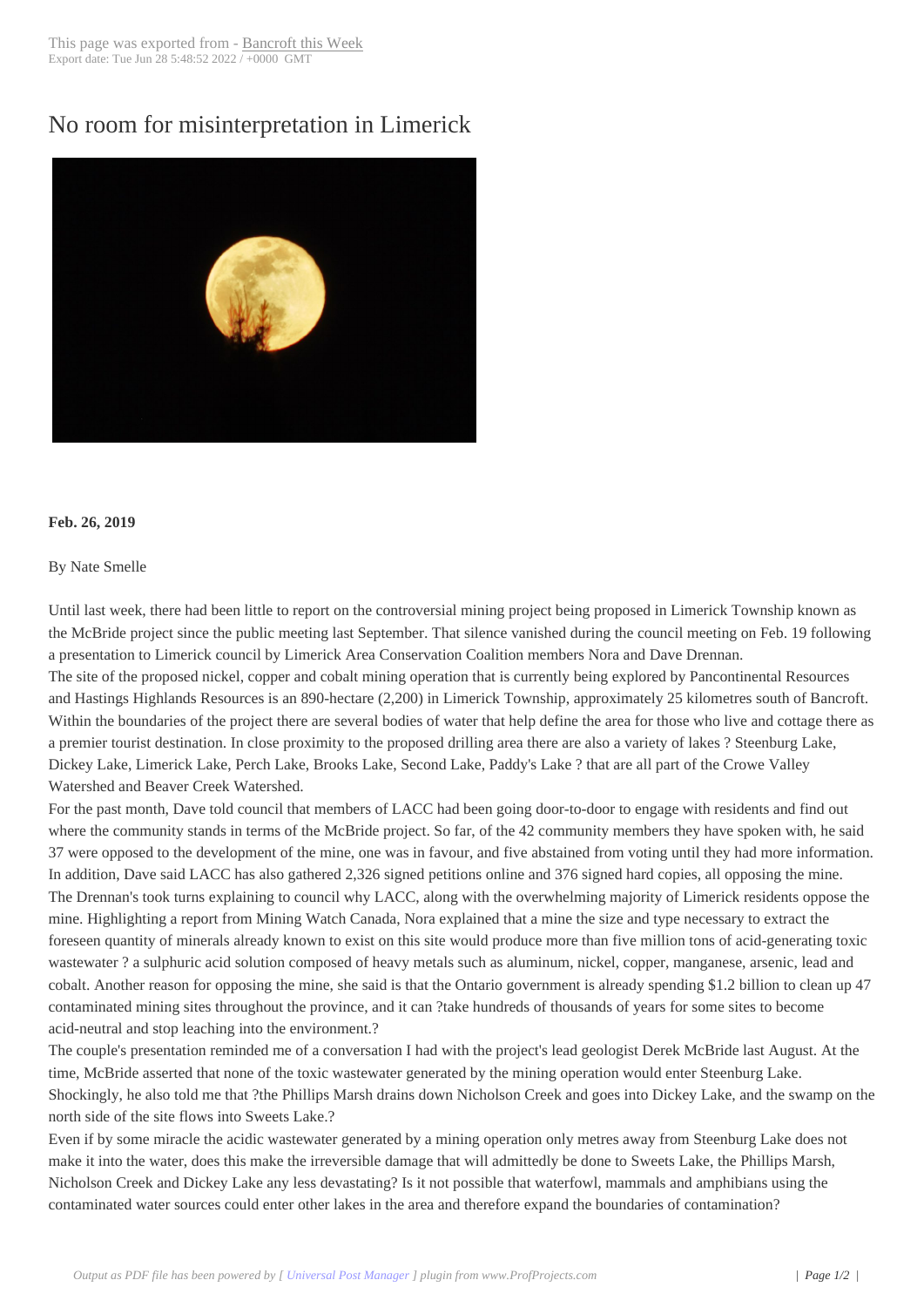# No room for misinterpretation in Limerick

**Feb. 26, 2019**

By Nate Smelle

Until last week, there had been little to report on the controversial mining project being proposed in Limerick Township known as the McBride project since the public meeting last September. That silence vanished during the council meeting on Feb. 19 following a presentation to Limerick council by Limerick Area Conservation Coalition members Nora and Dave Drennan.

The site of the proposed nickel, copper and cobalt mining operation that is currently being explored by Pancontinental Resources and Hastings Highlands Resources is an 890-hectare (2,200) in Limerick Township, approximately 25 kilometres south of Bancroft. Within the boundaries of the project there are several bodies of water that help define the area for those who live and cottage there as a premier tourist destination. In close proximity to the proposed drilling area there are also a variety of lakes ? Steenburg Lake, Dickey Lake, Limerick Lake, Perch Lake, Brooks Lake, Second Lake, Paddy's Lake ? that are all part of the Crowe Valley Watershed and Beaver Creek Watershed.

For the past month, Dave told council that members of LACC had been going door-to-door to engage with residents and find out where the community stands in terms of the McBride project. So far, of the 42 community members they have spoken with, he said 37 were opposed to the development of the mine, one was in favour, and five abstained from voting until they had more information. In addition, Dave said LACC has also gathered 2,326 signed petitions online and 376 signed hard copies, all opposing the mine.

The Drennan's took turns explaining to council why LACC, along with the overwhelming majority of Limerick residents oppose the mine. Highlighting a report from Mining Watch Canada, Nora explained that a mine the size and type necessary to extract the foreseen quantity of minerals already known to exist on this site would produce more than five million tons of acid-generating toxic wastewater ? a sulphuric acid solution composed of heavy metals such as aluminum, nickel, copper, manganese, arsenic, lead and cobalt. Another reason for opposing the mine, she said is that the Ontario government is already spending $1.2 billion to clean up 47 contaminated mining sites throughout the province, and it can ?take hundreds of thousands of years for some sites to become acid-neutral and stop leaching into the environment.?

The couple's presentation reminded me of a conversation I had with the project's lead geologist Derek McBride last August. At the time, McBride asserted that none of the toxic wastewater generated by the mining operation would enter Steenburg Lake. Shockingly, he also told me that ?the Phillips Marsh drains down Nicholson Creek and goes into Dickey Lake, and the swamp on the north side of the site flows into Sweets Lake.?

Even if by some miracle the acidic wastewater generated by a mining operation only metres away from Steenburg Lake does not make it into the water, does this make the irreversible damage that will admittedly be done to Sweets Lake, the Phillips Marsh, Nicholson Creek and Dickey Lake any less devastating? Is it not possible that waterfowl, mammals and amphibians using the contaminated water sources could enter other lakes in the area and therefore expand the boundaries of contamination?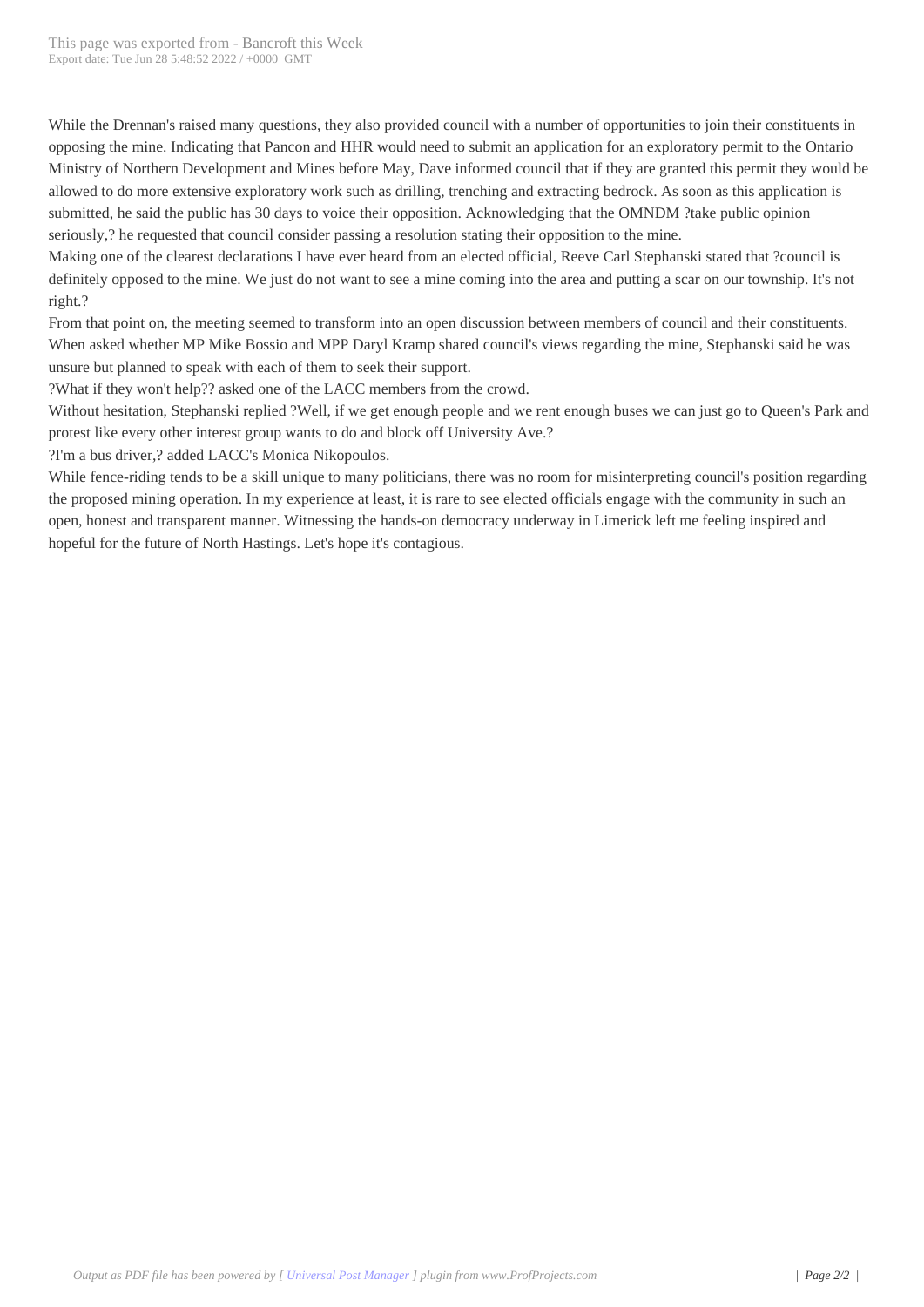While the Drennan's raised many questions, they also provided council with a number of opportunities to join their constituents in opposing the mine. Indicating that Pancon and HHR would need to submit an application for an exploratory permit to the Ontario Ministry of Northern Development and Mines before May, Dave informed council that if they are granted this permit they would be allowed to do more extensive exploratory work such as drilling, trenching and extracting bedrock. As soon as this application is submitted, he said the public has 30 days to voice their opposition. Acknowledging that the OMNDM ?take public opinion seriously,? he requested that council consider passing a resolution stating their opposition to the mine.

Making one of the clearest declarations I have ever heard from an elected official, Reeve Carl Stephanski stated that ?council is definitely opposed to the mine. We just do not want to see a mine coming into the area and putting a scar on our township. It's not right.?

From that point on, the meeting seemed to transform into an open discussion between members of council and their constituents. When asked whether MP Mike Bossio and MPP Daryl Kramp shared council's views regarding the mine, Stephanski said he was unsure but planned to speak with each of them to seek their support.

?What if they won't help?? asked one of the LACC members from the crowd.

Without hesitation, Stephanski replied ?Well, if we get enough people and we rent enough buses we can just go to Queen's Park and protest like every other interest group wants to do and block off University Ave.?

?I'm a bus driver,? added LACC's Monica Nikopoulos.

While fence-riding tends to be a skill unique to many politicians, there was no room for misinterpreting council's position regarding the proposed mining operation. In my experience at least, it is rare to see elected officials engage with the community in such an open, honest and transparent manner. Witnessing the hands-on democracy underway in Limerick left me feeling inspired and hopeful for the future of North Hastings. Let's hope it's contagious.